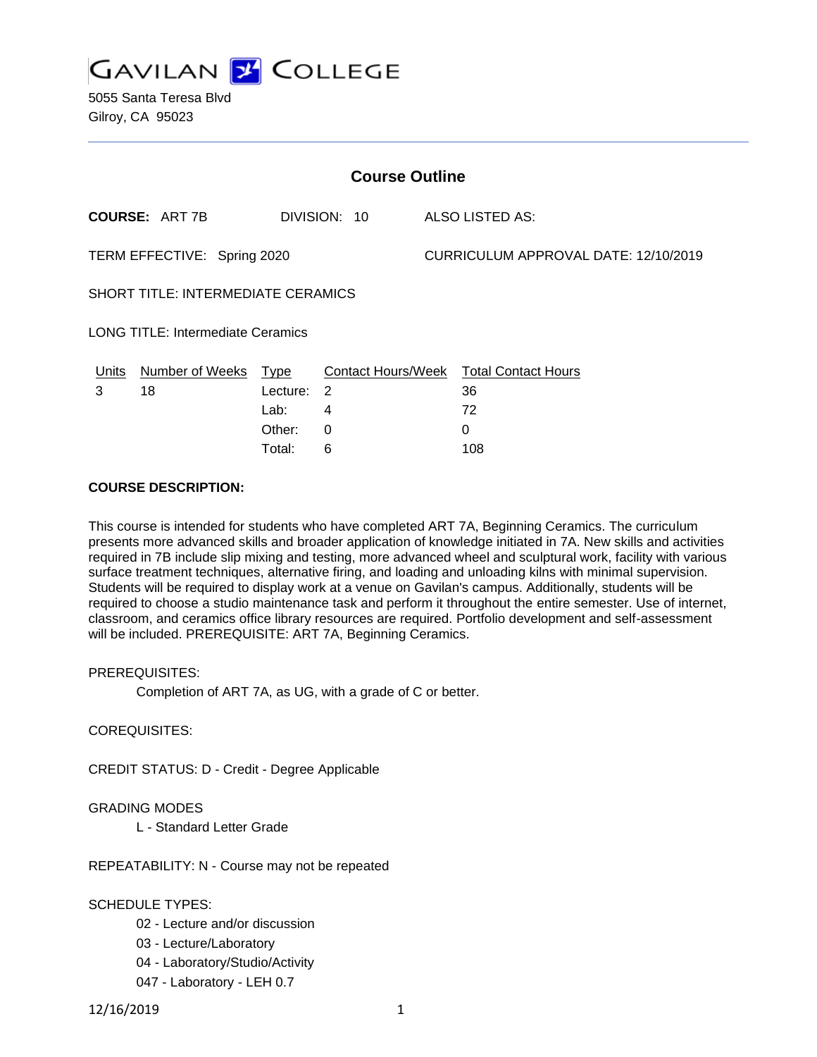# GAVILAN COLLEGE

5055 Santa Teresa Blvd
Gilroy, CA 95023

## Course Outline

**COURSE:** ART 7B DIVISION: 10 ALSO LISTED AS:

TERM EFFECTIVE: Spring 2020 CURRICULUM APPROVAL DATE: 12/10/2019

SHORT TITLE: INTERMEDIATE CERAMICS

LONG TITLE: Intermediate Ceramics

| Units | Number of Weeks | Type | Contact Hours/Week | Total Contact Hours |
|---|---|---|---|---|
| 3 | 18 | Lecture: | 2 | 36 |
| | | Lab: | 4 | 72 |
| | | Other: | 0 | 0 |
| | | Total: | 6 | 108 |

**COURSE DESCRIPTION:**

This course is intended for students who have completed ART 7A, Beginning Ceramics. The curriculum presents more advanced skills and broader application of knowledge initiated in 7A. New skills and activities required in 7B include slip mixing and testing, more advanced wheel and sculptural work, facility with various surface treatment techniques, alternative firing, and loading and unloading kilns with minimal supervision. Students will be required to display work at a venue on Gavilan's campus. Additionally, students will be required to choose a studio maintenance task and perform it throughout the entire semester. Use of internet, classroom, and ceramics office library resources are required. Portfolio development and self-assessment will be included. PREREQUISITE: ART 7A, Beginning Ceramics.

PREREQUISITES:

Completion of ART 7A, as UG, with a grade of C or better.

COREQUISITES:

CREDIT STATUS: D - Credit - Degree Applicable

GRADING MODES

L - Standard Letter Grade

REPEATABILITY: N - Course may not be repeated

SCHEDULE TYPES:

02 - Lecture and/or discussion
03 - Lecture/Laboratory
04 - Laboratory/Studio/Activity
047 - Laboratory - LEH 0.7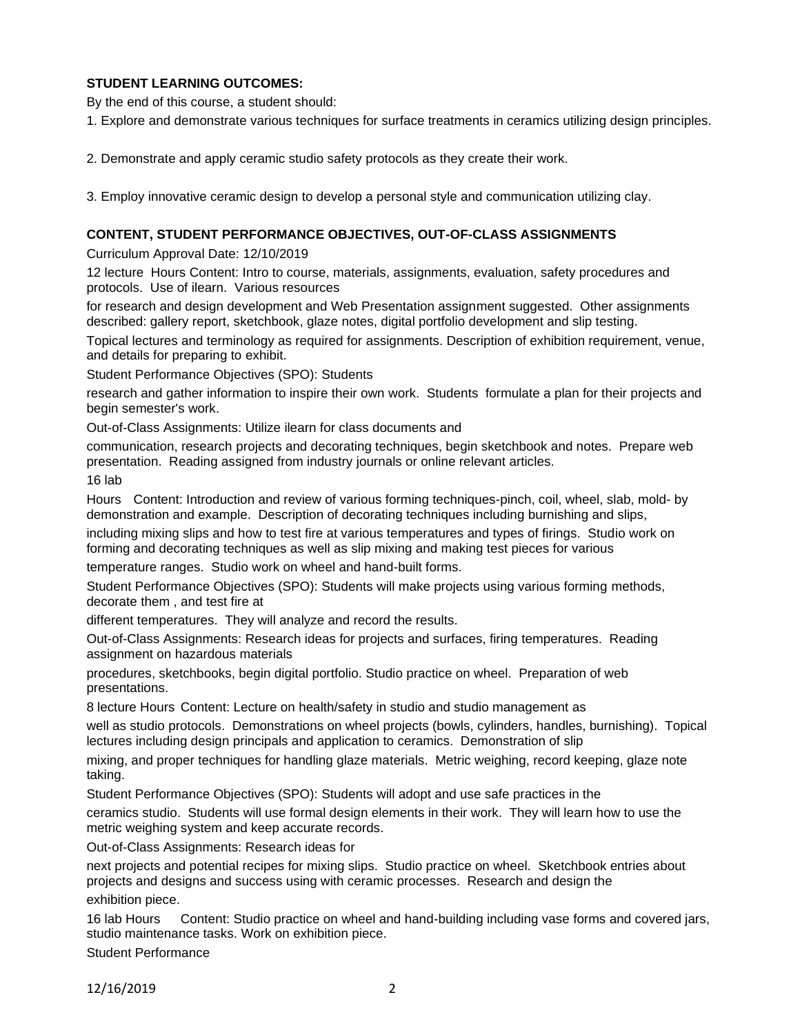**STUDENT LEARNING OUTCOMES:**

By the end of this course, a student should:

1. Explore and demonstrate various techniques for surface treatments in ceramics utilizing design principles.

2. Demonstrate and apply ceramic studio safety protocols as they create their work.

3. Employ innovative ceramic design to develop a personal style and communication utilizing clay.

**CONTENT, STUDENT PERFORMANCE OBJECTIVES, OUT-OF-CLASS ASSIGNMENTS**

Curriculum Approval Date: 12/10/2019

12 lecture Hours Content: Intro to course, materials, assignments, evaluation, safety procedures and protocols. Use of ilearn. Various resources

for research and design development and Web Presentation assignment suggested. Other assignments described: gallery report, sketchbook, glaze notes, digital portfolio development and slip testing.

Topical lectures and terminology as required for assignments. Description of exhibition requirement, venue, and details for preparing to exhibit.

Student Performance Objectives (SPO): Students

research and gather information to inspire their own work. Students formulate a plan for their projects and begin semester's work.

Out-of-Class Assignments: Utilize ilearn for class documents and

communication, research projects and decorating techniques, begin sketchbook and notes. Prepare web presentation. Reading assigned from industry journals or online relevant articles.

16 lab

Hours Content: Introduction and review of various forming techniques-pinch, coil, wheel, slab, mold- by demonstration and example. Description of decorating techniques including burnishing and slips,

including mixing slips and how to test fire at various temperatures and types of firings. Studio work on forming and decorating techniques as well as slip mixing and making test pieces for various

temperature ranges. Studio work on wheel and hand-built forms.

Student Performance Objectives (SPO): Students will make projects using various forming methods, decorate them , and test fire at

different temperatures. They will analyze and record the results.

Out-of-Class Assignments: Research ideas for projects and surfaces, firing temperatures. Reading assignment on hazardous materials

procedures, sketchbooks, begin digital portfolio. Studio practice on wheel. Preparation of web presentations.

8 lecture Hours Content: Lecture on health/safety in studio and studio management as

well as studio protocols. Demonstrations on wheel projects (bowls, cylinders, handles, burnishing). Topical lectures including design principals and application to ceramics. Demonstration of slip

mixing, and proper techniques for handling glaze materials. Metric weighing, record keeping, glaze note taking.

Student Performance Objectives (SPO): Students will adopt and use safe practices in the

ceramics studio. Students will use formal design elements in their work. They will learn how to use the metric weighing system and keep accurate records.

Out-of-Class Assignments: Research ideas for

next projects and potential recipes for mixing slips. Studio practice on wheel. Sketchbook entries about projects and designs and success using with ceramic processes. Research and design the

exhibition piece.

16 lab Hours Content: Studio practice on wheel and hand-building including vase forms and covered jars, studio maintenance tasks. Work on exhibition piece.

Student Performance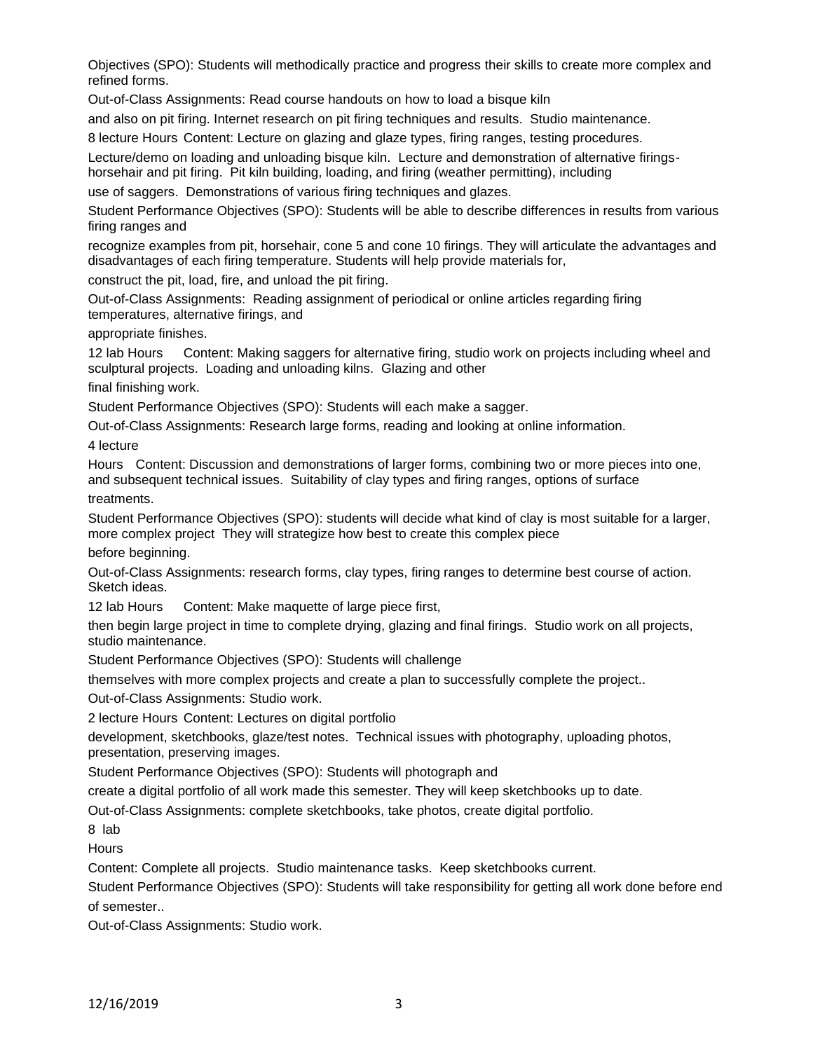Objectives (SPO): Students will methodically practice and progress their skills to create more complex and refined forms.

Out-of-Class Assignments: Read course handouts on how to load a bisque kiln and also on pit firing. Internet research on pit firing techniques and results. Studio maintenance.

8 lecture Hours Content: Lecture on glazing and glaze types, firing ranges, testing procedures. Lecture/demo on loading and unloading bisque kiln. Lecture and demonstration of alternative firings- horsehair and pit firing. Pit kiln building, loading, and firing (weather permitting), including use of saggers. Demonstrations of various firing techniques and glazes.

Student Performance Objectives (SPO): Students will be able to describe differences in results from various firing ranges and recognize examples from pit, horsehair, cone 5 and cone 10 firings. They will articulate the advantages and disadvantages of each firing temperature. Students will help provide materials for, construct the pit, load, fire, and unload the pit firing.

Out-of-Class Assignments: Reading assignment of periodical or online articles regarding firing temperatures, alternative firings, and appropriate finishes.

12 lab Hours Content: Making saggers for alternative firing, studio work on projects including wheel and sculptural projects. Loading and unloading kilns. Glazing and other final finishing work.

Student Performance Objectives (SPO): Students will each make a sagger.

Out-of-Class Assignments: Research large forms, reading and looking at online information.

4 lecture Hours Content: Discussion and demonstrations of larger forms, combining two or more pieces into one, and subsequent technical issues. Suitability of clay types and firing ranges, options of surface treatments.

Student Performance Objectives (SPO): students will decide what kind of clay is most suitable for a larger, more complex project They will strategize how best to create this complex piece before beginning.

Out-of-Class Assignments: research forms, clay types, firing ranges to determine best course of action. Sketch ideas.

12 lab Hours Content: Make maquette of large piece first, then begin large project in time to complete drying, glazing and final firings. Studio work on all projects, studio maintenance.

Student Performance Objectives (SPO): Students will challenge themselves with more complex projects and create a plan to successfully complete the project..

Out-of-Class Assignments: Studio work.

2 lecture Hours Content: Lectures on digital portfolio development, sketchbooks, glaze/test notes. Technical issues with photography, uploading photos, presentation, preserving images.

Student Performance Objectives (SPO): Students will photograph and create a digital portfolio of all work made this semester. They will keep sketchbooks up to date.

Out-of-Class Assignments: complete sketchbooks, take photos, create digital portfolio.

8 lab Hours

Content: Complete all projects. Studio maintenance tasks. Keep sketchbooks current.

Student Performance Objectives (SPO): Students will take responsibility for getting all work done before end of semester..

Out-of-Class Assignments: Studio work.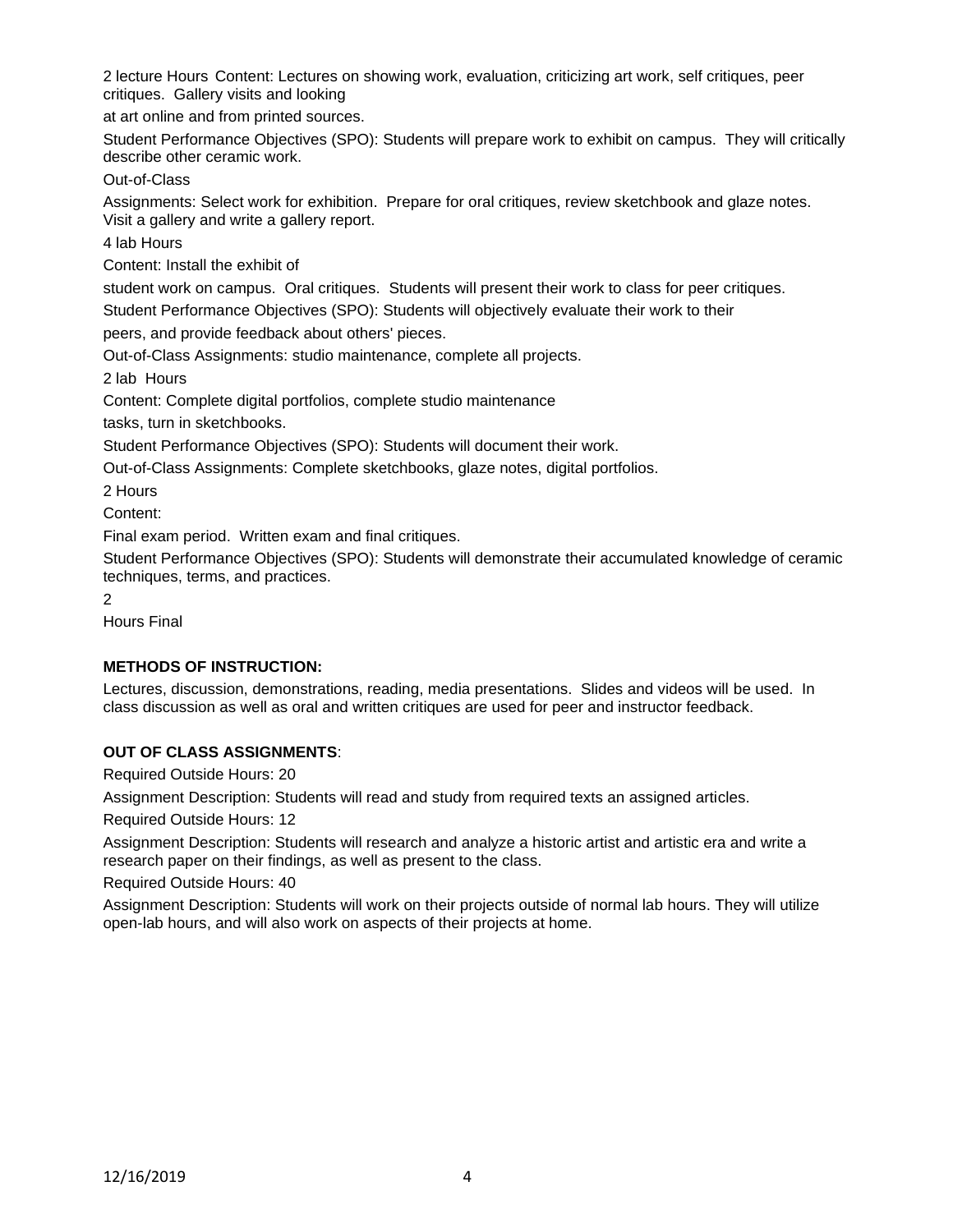2 lecture Hours Content: Lectures on showing work, evaluation, criticizing art work, self critiques, peer critiques. Gallery visits and looking

at art online and from printed sources.

Student Performance Objectives (SPO): Students will prepare work to exhibit on campus. They will critically describe other ceramic work.

Out-of-Class

Assignments: Select work for exhibition. Prepare for oral critiques, review sketchbook and glaze notes. Visit a gallery and write a gallery report.

4 lab Hours

Content: Install the exhibit of

student work on campus. Oral critiques. Students will present their work to class for peer critiques.

Student Performance Objectives (SPO): Students will objectively evaluate their work to their

peers, and provide feedback about others' pieces.

Out-of-Class Assignments: studio maintenance, complete all projects.

2 lab Hours

Content: Complete digital portfolios, complete studio maintenance

tasks, turn in sketchbooks.

Student Performance Objectives (SPO): Students will document their work.

Out-of-Class Assignments: Complete sketchbooks, glaze notes, digital portfolios.

2 Hours

Content:

Final exam period. Written exam and final critiques.

Student Performance Objectives (SPO): Students will demonstrate their accumulated knowledge of ceramic techniques, terms, and practices.

2

Hours Final

**METHODS OF INSTRUCTION:**

Lectures, discussion, demonstrations, reading, media presentations. Slides and videos will be used. In class discussion as well as oral and written critiques are used for peer and instructor feedback.

**OUT OF CLASS ASSIGNMENTS**:

Required Outside Hours: 20

Assignment Description: Students will read and study from required texts an assigned articles.

Required Outside Hours: 12

Assignment Description: Students will research and analyze a historic artist and artistic era and write a research paper on their findings, as well as present to the class.

Required Outside Hours: 40

Assignment Description: Students will work on their projects outside of normal lab hours. They will utilize open-lab hours, and will also work on aspects of their projects at home.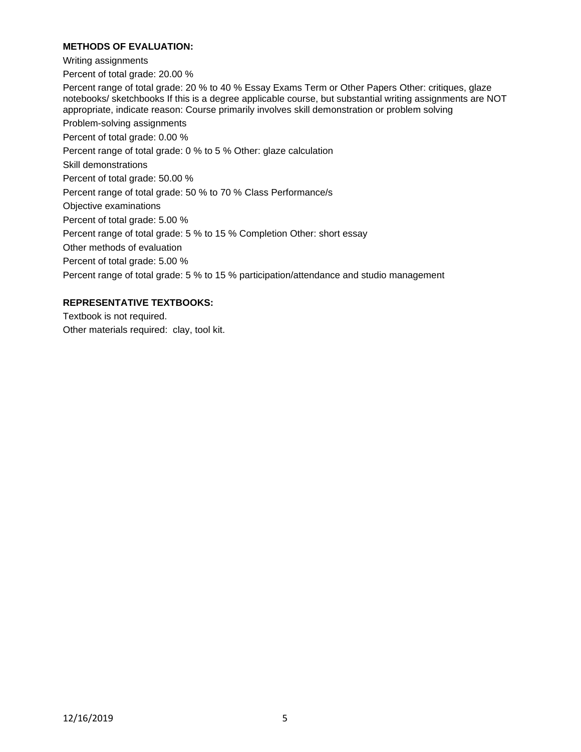**METHODS OF EVALUATION:**

Writing assignments

Percent of total grade: 20.00 %

Percent range of total grade: 20 % to 40 % Essay Exams Term or Other Papers Other: critiques, glaze notebooks/ sketchbooks If this is a degree applicable course, but substantial writing assignments are NOT appropriate, indicate reason: Course primarily involves skill demonstration or problem solving

Problem-solving assignments

Percent of total grade: 0.00 %

Percent range of total grade: 0 % to 5 % Other: glaze calculation

Skill demonstrations

Percent of total grade: 50.00 %

Percent range of total grade: 50 % to 70 % Class Performance/s

Objective examinations

Percent of total grade: 5.00 %

Percent range of total grade: 5 % to 15 % Completion Other: short essay

Other methods of evaluation

Percent of total grade: 5.00 %

Percent range of total grade: 5 % to 15 % participation/attendance and studio management

**REPRESENTATIVE TEXTBOOKS:**

Textbook is not required.

Other materials required: clay, tool kit.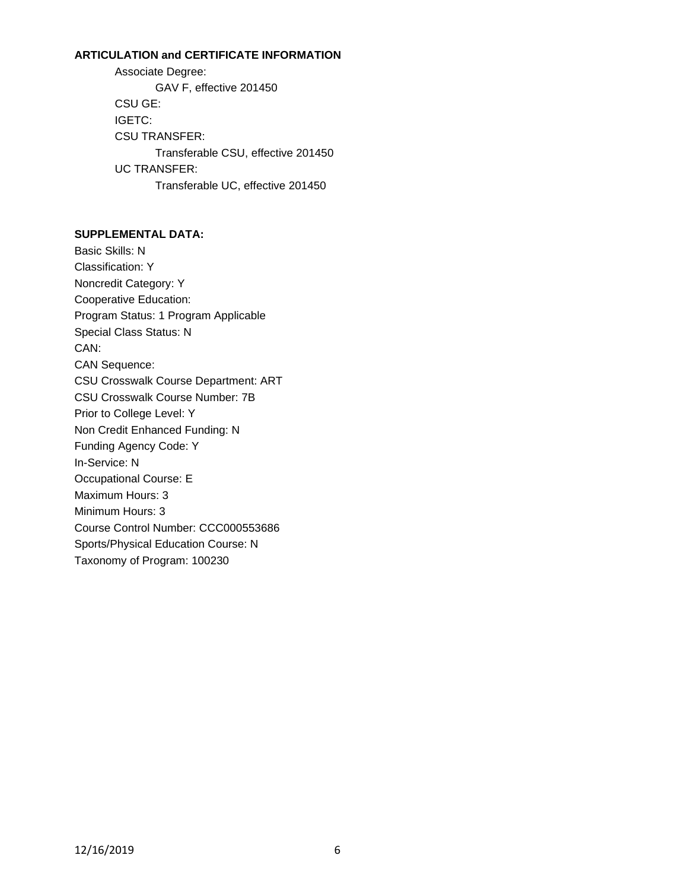**ARTICULATION and CERTIFICATE INFORMATION**

Associate Degree:

GAV F, effective 201450

CSU GE:

IGETC:

CSU TRANSFER:

Transferable CSU, effective 201450

UC TRANSFER:

Transferable UC, effective 201450

**SUPPLEMENTAL DATA:**

Basic Skills: N
Classification: Y
Noncredit Category: Y
Cooperative Education:
Program Status: 1 Program Applicable
Special Class Status: N
CAN:
CAN Sequence:
CSU Crosswalk Course Department: ART
CSU Crosswalk Course Number: 7B
Prior to College Level: Y
Non Credit Enhanced Funding: N
Funding Agency Code: Y
In-Service: N
Occupational Course: E
Maximum Hours: 3
Minimum Hours: 3
Course Control Number: CCC000553686
Sports/Physical Education Course: N
Taxonomy of Program: 100230